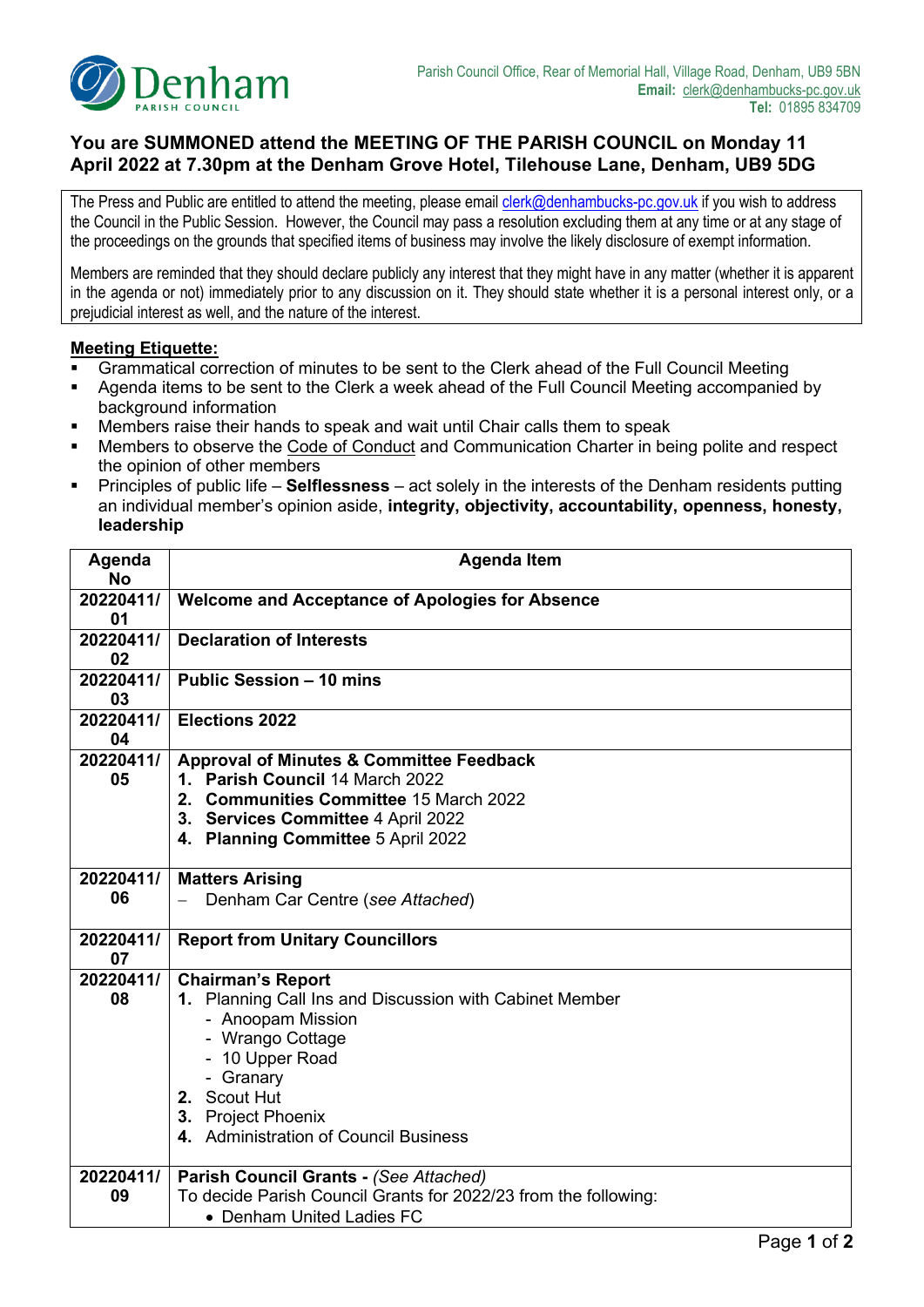Denham PARISH COUNCIL

Parish Council Office, Rear of Memorial Hall, Village Road, Denham, UB9 5BN
**Email:** clerk@denhambucks-pc.gov.uk
**Tel:** 01895 834709

## You are SUMMONED attend the MEETING OF THE PARISH COUNCIL on Monday 11 April 2022 at 7.30pm at the Denham Grove Hotel, Tilehouse Lane, Denham, UB9 5DG

The Press and Public are entitled to attend the meeting, please email clerk@denhambucks-pc.gov.uk if you wish to address the Council in the Public Session. However, the Council may pass a resolution excluding them at any time or at any stage of the proceedings on the grounds that specified items of business may involve the likely disclosure of exempt information.

Members are reminded that they should declare publicly any interest that they might have in any matter (whether it is apparent in the agenda or not) immediately prior to any discussion on it. They should state whether it is a personal interest only, or a prejudicial interest as well, and the nature of the interest.

**Meeting Etiquette:**

- Grammatical correction of minutes to be sent to the Clerk ahead of the Full Council Meeting
- Agenda items to be sent to the Clerk a week ahead of the Full Council Meeting accompanied by background information
- Members raise their hands to speak and wait until Chair calls them to speak
- Members to observe the Code of Conduct and Communication Charter in being polite and respect the opinion of other members
- Principles of public life – **Selflessness** – act solely in the interests of the Denham residents putting an individual member's opinion aside, **integrity, objectivity, accountability, openness, honesty, leadership**

| Agenda No | Agenda Item |
|---|---|
| 20220411/01 | **Welcome and Acceptance of Apologies for Absence** |
| 20220411/02 | **Declaration of Interests** |
| 20220411/03 | **Public Session – 10 mins** |
| 20220411/04 | **Elections 2022** |
| 20220411/05 | **Approval of Minutes & Committee Feedback**<br>1. **Parish Council** 14 March 2022<br>2. **Communities Committee** 15 March 2022<br>3. **Services Committee** 4 April 2022<br>4. **Planning Committee** 5 April 2022 |
| 20220411/06 | **Matters Arising**<br>– Denham Car Centre (*see Attached*) |
| 20220411/07 | **Report from Unitary Councillors** |
| 20220411/08 | **Chairman's Report**<br>1. Planning Call Ins and Discussion with Cabinet Member<br>- Anoopam Mission<br>- Wrango Cottage<br>- 10 Upper Road<br>- Granary<br>2. Scout Hut<br>3. Project Phoenix<br>4. Administration of Council Business |
| 20220411/09 | **Parish Council Grants** - *(See Attached)*<br>To decide Parish Council Grants for 2022/23 from the following:<br>• Denham United Ladies FC |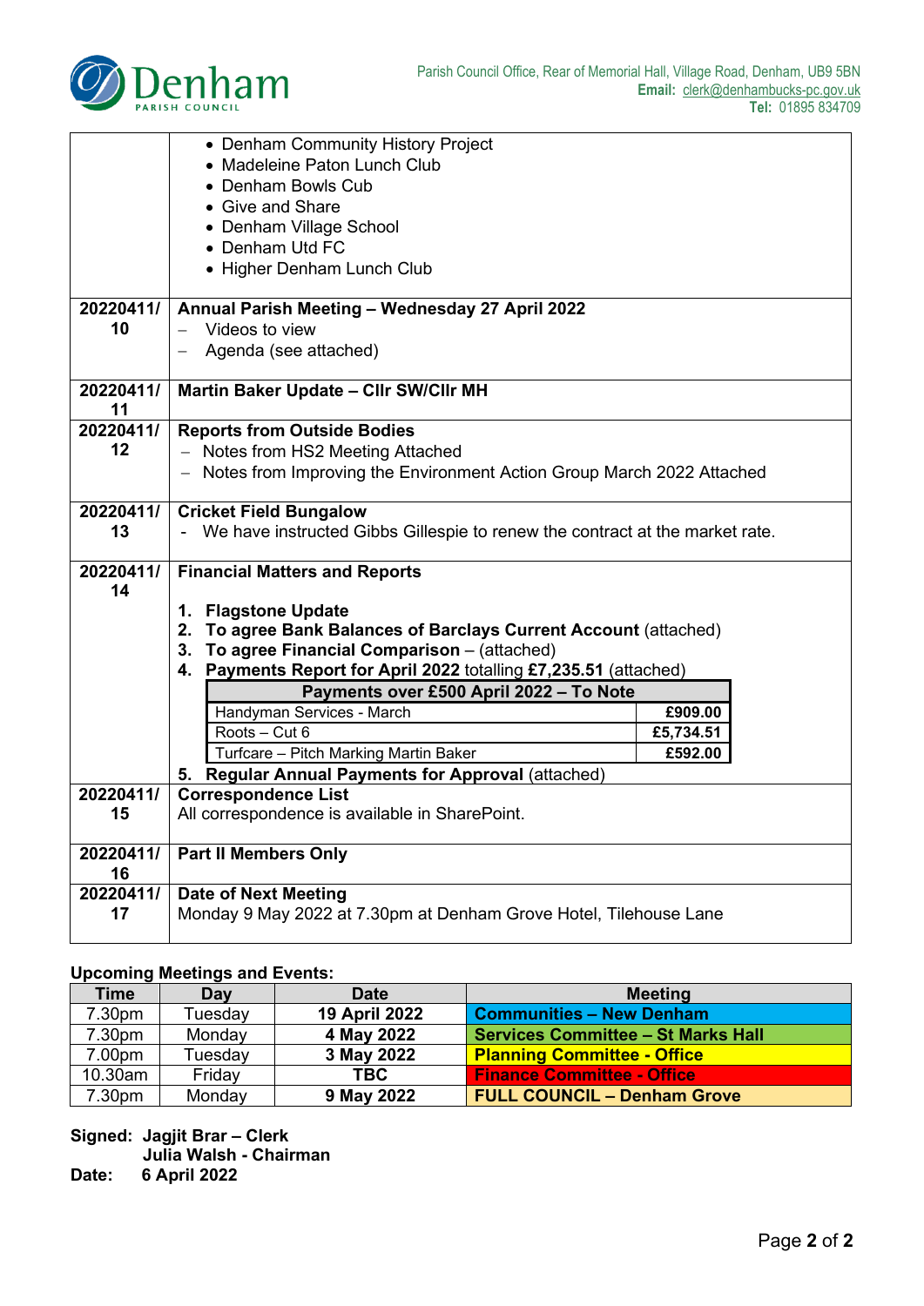| | |
|---|---|
| | • Denham Community History Project<br>• Madeleine Paton Lunch Club<br>• Denham Bowls Cub<br>• Give and Share<br>• Denham Village School<br>• Denham Utd FC<br>• Higher Denham Lunch Club |
| 20220411/10 | **Annual Parish Meeting – Wednesday 27 April 2022**<br>– Videos to view<br>– Agenda (see attached) |
| 20220411/11 | **Martin Baker Update – Cllr SW/Cllr MH** |
| 20220411/12 | **Reports from Outside Bodies**<br>– Notes from HS2 Meeting Attached<br>– Notes from Improving the Environment Action Group March 2022 Attached |
| 20220411/13 | **Cricket Field Bungalow**<br>- We have instructed Gibbs Gillespie to renew the contract at the market rate. |
| 20220411/14 | **Financial Matters and Reports**<br>1. **Flagstone Update**<br>2. **To agree Bank Balances of Barclays Current Account** (attached)<br>3. **To agree Financial Comparison** – (attached)<br>4. **Payments Report for April 2022** totalling **£7,235.51** (attached)<br>**Payments over £500 April 2022 – To Note**: Handyman Services - March **£909.00**; Roots – Cut 6 **£5,734.51**; Turfcare – Pitch Marking Martin Baker **£592.00**<br>5. **Regular Annual Payments for Approval** (attached) |
| 20220411/15 | **Correspondence List**<br>All correspondence is available in SharePoint. |
| 20220411/16 | **Part II Members Only** |
| 20220411/17 | **Date of Next Meeting**<br>Monday 9 May 2022 at 7.30pm at Denham Grove Hotel, Tilehouse Lane |

**Upcoming Meetings and Events:**

| Time | Day | Date | Meeting |
|---|---|---|---|
| 7.30pm | Tuesday | **19 April 2022** | **Communities – New Denham** |
| 7.30pm | Monday | **4 May 2022** | **Services Committee – St Marks Hall** |
| 7.00pm | Tuesday | **3 May 2022** | **Planning Committee - Office** |
| 10.30am | Friday | **TBC** | **Finance Committee - Office** |
| 7.30pm | Monday | **9 May 2022** | **FULL COUNCIL – Denham Grove** |

**Signed: Jagjit Brar – Clerk**
**Julia Walsh - Chairman**
**Date: 6 April 2022**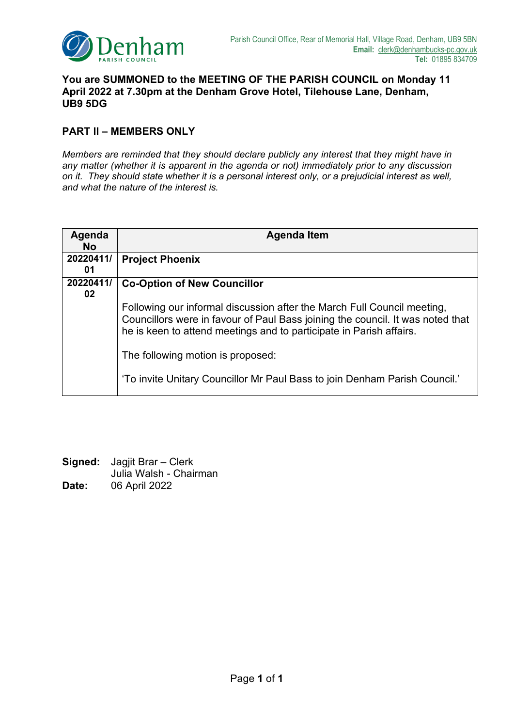Denham PARISH COUNCIL

Parish Council Office, Rear of Memorial Hall, Village Road, Denham, UB9 5BN
**Email:** clerk@denhambucks-pc.gov.uk
**Tel:** 01895 834709

**You are SUMMONED to the MEETING OF THE PARISH COUNCIL on Monday 11 April 2022 at 7.30pm at the Denham Grove Hotel, Tilehouse Lane, Denham, UB9 5DG**

## PART II – MEMBERS ONLY

*Members are reminded that they should declare publicly any interest that they might have in any matter (whether it is apparent in the agenda or not) immediately prior to any discussion on it. They should state whether it is a personal interest only, or a prejudicial interest as well, and what the nature of the interest is.*

| Agenda No | Agenda Item |
|---|---|
| 20220411/ 01 | **Project Phoenix** |
| 20220411/ 02 | **Co-Option of New Councillor**<br><br>Following our informal discussion after the March Full Council meeting, Councillors were in favour of Paul Bass joining the council. It was noted that he is keen to attend meetings and to participate in Parish affairs.<br><br>The following motion is proposed:<br><br>'To invite Unitary Councillor Mr Paul Bass to join Denham Parish Council.' |

**Signed:** Jagjit Brar – Clerk
Julia Walsh - Chairman
**Date:** 06 April 2022